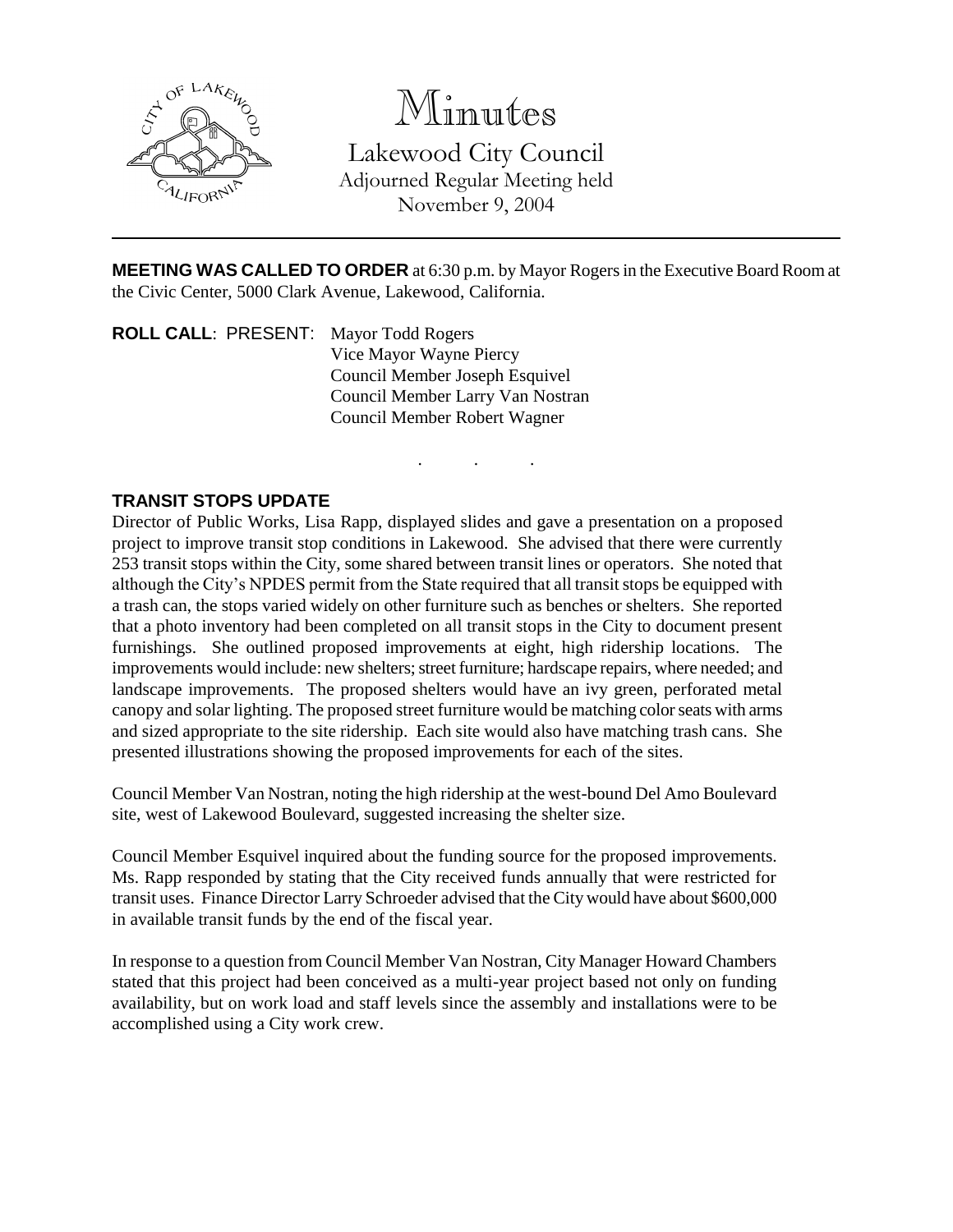# Minutes

## Lakewood City Council

Adjourned Regular Meeting held
November 9, 2004

---

**MEETING WAS CALLED TO ORDER** at 6:30 p.m. by Mayor Rogers in the Executive Board Room at the Civic Center, 5000 Clark Avenue, Lakewood, California.

**ROLL CALL**: PRESENT: Mayor Todd Rogers
Vice Mayor Wayne Piercy
Council Member Joseph Esquivel
Council Member Larry Van Nostran
Council Member Robert Wagner

. . .

**TRANSIT STOPS UPDATE**

Director of Public Works, Lisa Rapp, displayed slides and gave a presentation on a proposed project to improve transit stop conditions in Lakewood. She advised that there were currently 253 transit stops within the City, some shared between transit lines or operators. She noted that although the City's NPDES permit from the State required that all transit stops be equipped with a trash can, the stops varied widely on other furniture such as benches or shelters. She reported that a photo inventory had been completed on all transit stops in the City to document present furnishings. She outlined proposed improvements at eight, high ridership locations. The improvements would include: new shelters; street furniture; hardscape repairs, where needed; and landscape improvements. The proposed shelters would have an ivy green, perforated metal canopy and solar lighting. The proposed street furniture would be matching color seats with arms and sized appropriate to the site ridership. Each site would also have matching trash cans. She presented illustrations showing the proposed improvements for each of the sites.

Council Member Van Nostran, noting the high ridership at the west-bound Del Amo Boulevard site, west of Lakewood Boulevard, suggested increasing the shelter size.

Council Member Esquivel inquired about the funding source for the proposed improvements. Ms. Rapp responded by stating that the City received funds annually that were restricted for transit uses. Finance Director Larry Schroeder advised that the City would have about $600,000 in available transit funds by the end of the fiscal year.

In response to a question from Council Member Van Nostran, City Manager Howard Chambers stated that this project had been conceived as a multi-year project based not only on funding availability, but on work load and staff levels since the assembly and installations were to be accomplished using a City work crew.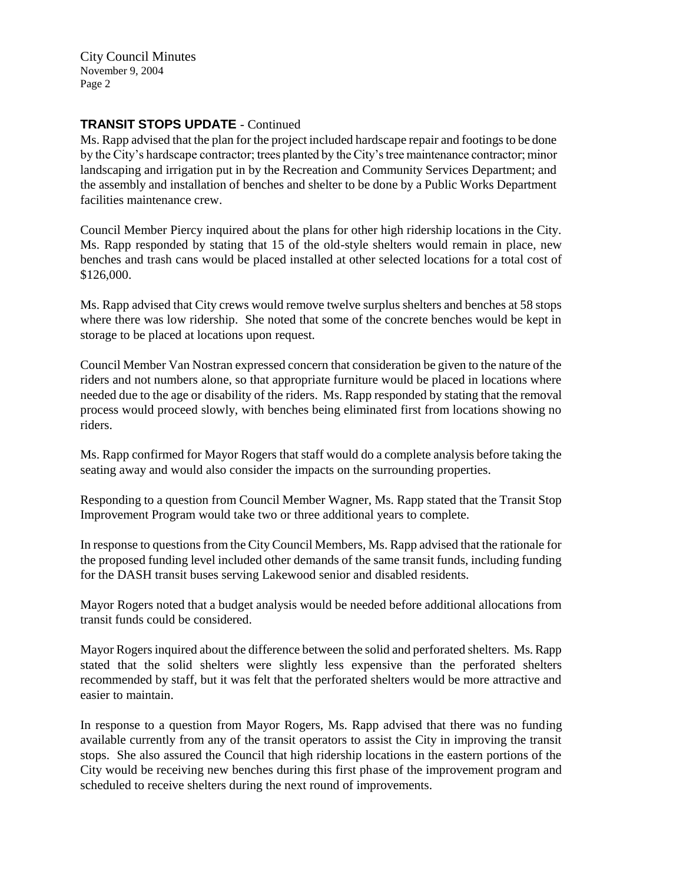**TRANSIT STOPS UPDATE** - Continued

Ms. Rapp advised that the plan for the project included hardscape repair and footings to be done by the City's hardscape contractor; trees planted by the City's tree maintenance contractor; minor landscaping and irrigation put in by the Recreation and Community Services Department; and the assembly and installation of benches and shelter to be done by a Public Works Department facilities maintenance crew.

Council Member Piercy inquired about the plans for other high ridership locations in the City. Ms. Rapp responded by stating that 15 of the old-style shelters would remain in place, new benches and trash cans would be placed installed at other selected locations for a total cost of $126,000.

Ms. Rapp advised that City crews would remove twelve surplus shelters and benches at 58 stops where there was low ridership. She noted that some of the concrete benches would be kept in storage to be placed at locations upon request.

Council Member Van Nostran expressed concern that consideration be given to the nature of the riders and not numbers alone, so that appropriate furniture would be placed in locations where needed due to the age or disability of the riders. Ms. Rapp responded by stating that the removal process would proceed slowly, with benches being eliminated first from locations showing no riders.

Ms. Rapp confirmed for Mayor Rogers that staff would do a complete analysis before taking the seating away and would also consider the impacts on the surrounding properties.

Responding to a question from Council Member Wagner, Ms. Rapp stated that the Transit Stop Improvement Program would take two or three additional years to complete.

In response to questions from the City Council Members, Ms. Rapp advised that the rationale for the proposed funding level included other demands of the same transit funds, including funding for the DASH transit buses serving Lakewood senior and disabled residents.

Mayor Rogers noted that a budget analysis would be needed before additional allocations from transit funds could be considered.

Mayor Rogers inquired about the difference between the solid and perforated shelters. Ms. Rapp stated that the solid shelters were slightly less expensive than the perforated shelters recommended by staff, but it was felt that the perforated shelters would be more attractive and easier to maintain.

In response to a question from Mayor Rogers, Ms. Rapp advised that there was no funding available currently from any of the transit operators to assist the City in improving the transit stops. She also assured the Council that high ridership locations in the eastern portions of the City would be receiving new benches during this first phase of the improvement program and scheduled to receive shelters during the next round of improvements.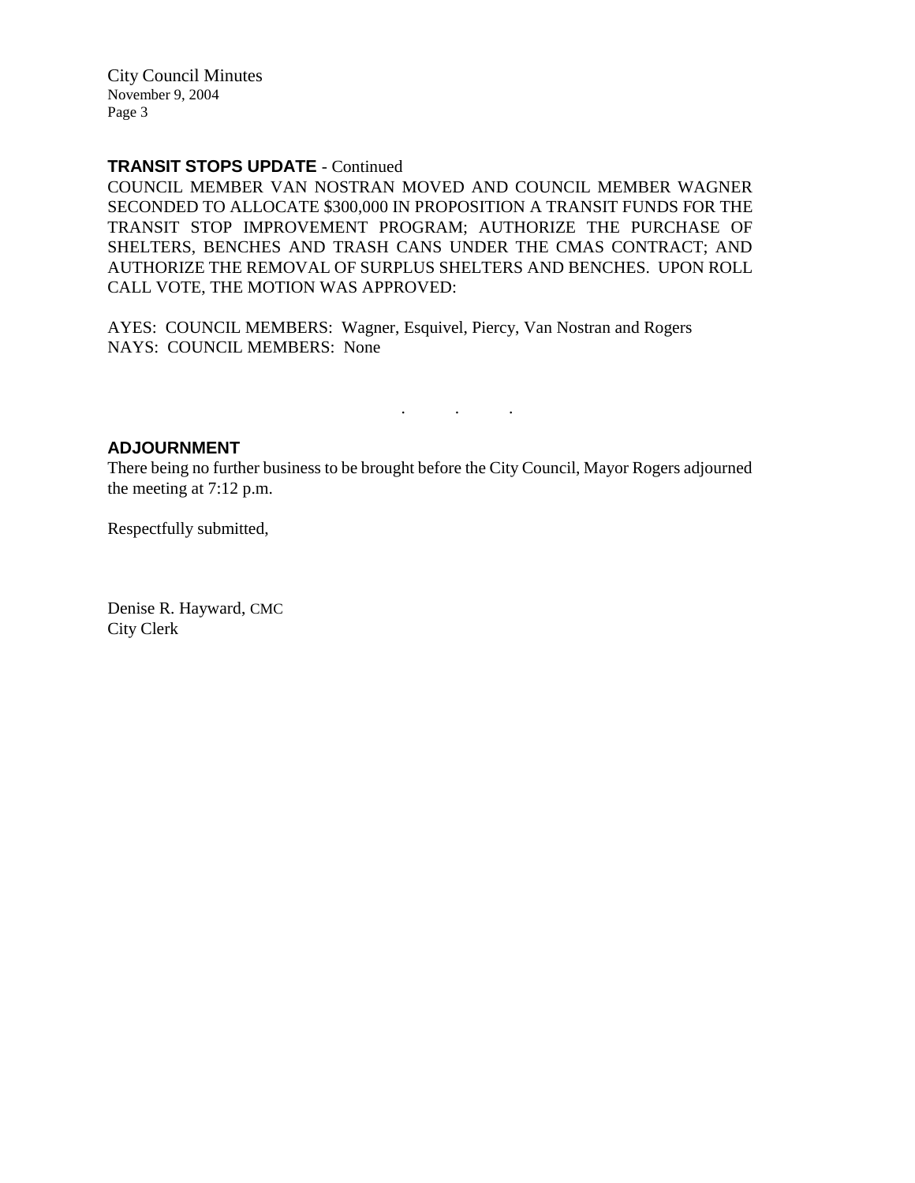**TRANSIT STOPS UPDATE** - Continued

COUNCIL MEMBER VAN NOSTRAN MOVED AND COUNCIL MEMBER WAGNER SECONDED TO ALLOCATE $300,000 IN PROPOSITION A TRANSIT FUNDS FOR THE TRANSIT STOP IMPROVEMENT PROGRAM; AUTHORIZE THE PURCHASE OF SHELTERS, BENCHES AND TRASH CANS UNDER THE CMAS CONTRACT; AND AUTHORIZE THE REMOVAL OF SURPLUS SHELTERS AND BENCHES. UPON ROLL CALL VOTE, THE MOTION WAS APPROVED:

AYES: COUNCIL MEMBERS: Wagner, Esquivel, Piercy, Van Nostran and Rogers
NAYS: COUNCIL MEMBERS: None

. . .

**ADJOURNMENT**

There being no further business to be brought before the City Council, Mayor Rogers adjourned the meeting at 7:12 p.m.

Respectfully submitted,

Denise R. Hayward, CMC
City Clerk